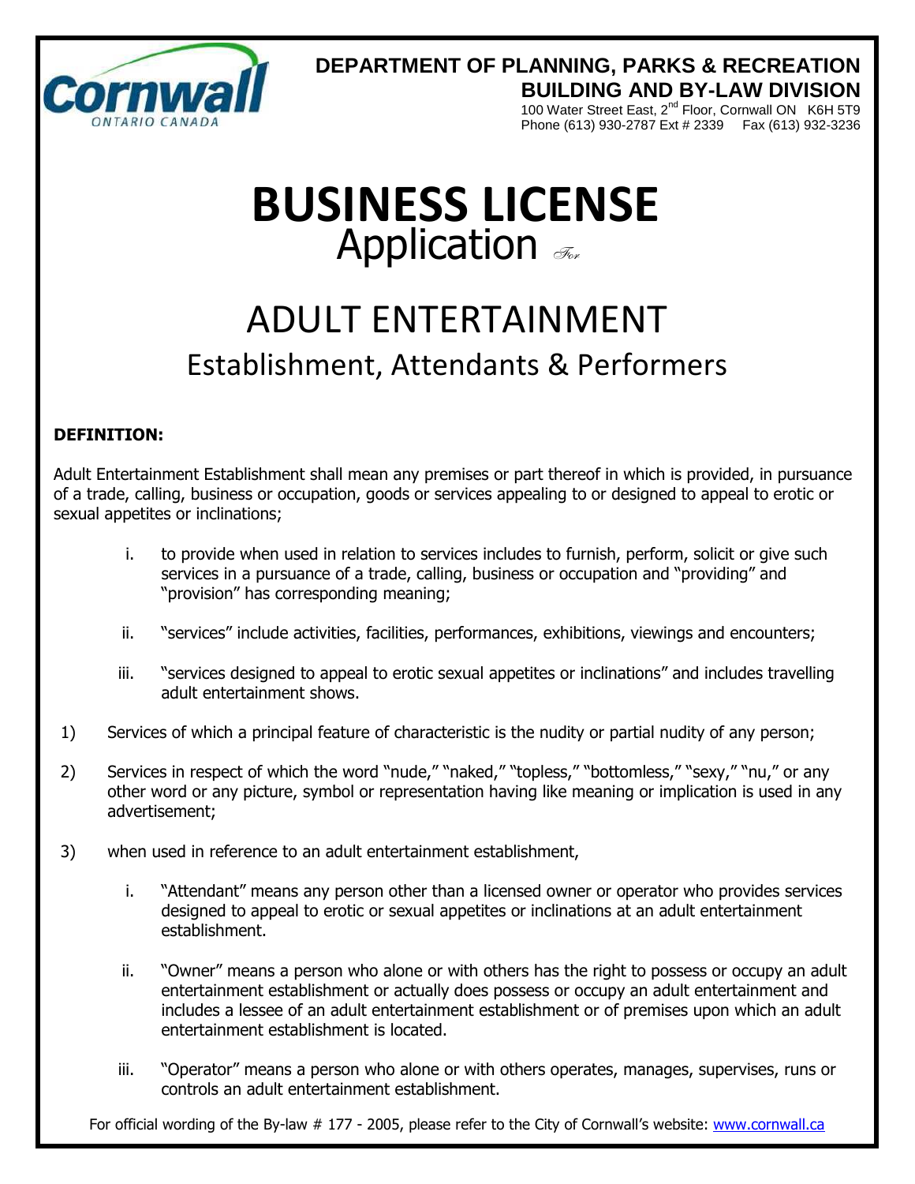**DEPARTMENT OF PLANNING, PARKS & RECREATION**
**BUILDING AND BY-LAW DIVISION**
100 Water Street East, 2nd Floor, Cornwall ON K6H 5T9
Phone (613) 930-2787 Ext # 2339 Fax (613) 932-3236

# BUSINESS LICENSE

## Application For

# ADULT ENTERTAINMENT

## Establishment, Attendants & Performers

**DEFINITION:**

Adult Entertainment Establishment shall mean any premises or part thereof in which is provided, in pursuance of a trade, calling, business or occupation, goods or services appealing to or designed to appeal to erotic or sexual appetites or inclinations;

i. to provide when used in relation to services includes to furnish, perform, solicit or give such services in a pursuance of a trade, calling, business or occupation and "providing" and "provision" has corresponding meaning;

ii. "services" include activities, facilities, performances, exhibitions, viewings and encounters;

iii. "services designed to appeal to erotic sexual appetites or inclinations" and includes travelling adult entertainment shows.

1) Services of which a principal feature of characteristic is the nudity or partial nudity of any person;

2) Services in respect of which the word "nude," "naked," "topless," "bottomless," "sexy," "nu," or any other word or any picture, symbol or representation having like meaning or implication is used in any advertisement;

3) when used in reference to an adult entertainment establishment,

i. "Attendant" means any person other than a licensed owner or operator who provides services designed to appeal to erotic or sexual appetites or inclinations at an adult entertainment establishment.

ii. "Owner" means a person who alone or with others has the right to possess or occupy an adult entertainment establishment or actually does possess or occupy an adult entertainment and includes a lessee of an adult entertainment establishment or of premises upon which an adult entertainment establishment is located.

iii. "Operator" means a person who alone or with others operates, manages, supervises, runs or controls an adult entertainment establishment.

For official wording of the By-law # 177 - 2005, please refer to the City of Cornwall's website: www.cornwall.ca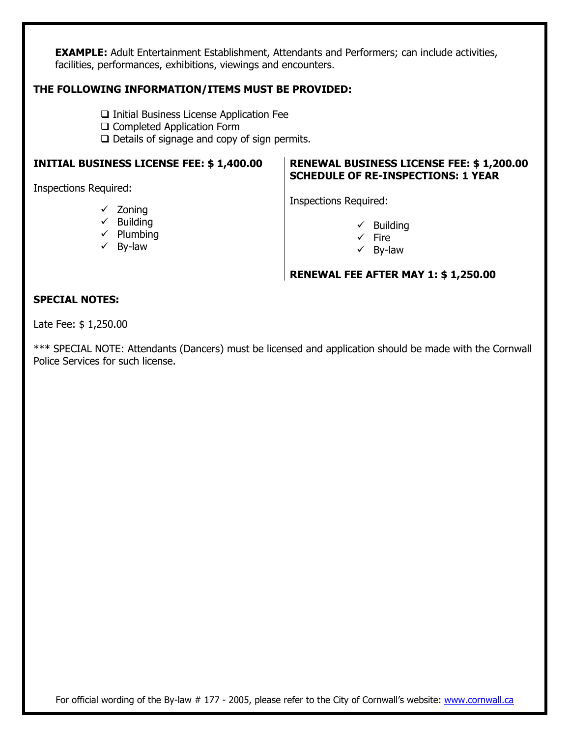**EXAMPLE:** Adult Entertainment Establishment, Attendants and Performers; can include activities, facilities, performances, exhibitions, viewings and encounters.

**THE FOLLOWING INFORMATION/ITEMS MUST BE PROVIDED:**

- ❑ Initial Business License Application Fee
- ❑ Completed Application Form
- ❑ Details of signage and copy of sign permits.

**INITIAL BUSINESS LICENSE FEE: $ 1,400.00**

Inspections Required:

- ✓ Zoning
- ✓ Building
- ✓ Plumbing
- ✓ By-law

**RENEWAL BUSINESS LICENSE FEE: $ 1,200.00**
**SCHEDULE OF RE-INSPECTIONS: 1 YEAR**

Inspections Required:

- ✓ Building
- ✓ Fire
- ✓ By-law

**RENEWAL FEE AFTER MAY 1: $ 1,250.00**

**SPECIAL NOTES:**

Late Fee: $ 1,250.00

*** SPECIAL NOTE: Attendants (Dancers) must be licensed and application should be made with the Cornwall Police Services for such license.

For official wording of the By-law # 177 - 2005, please refer to the City of Cornwall's website: www.cornwall.ca